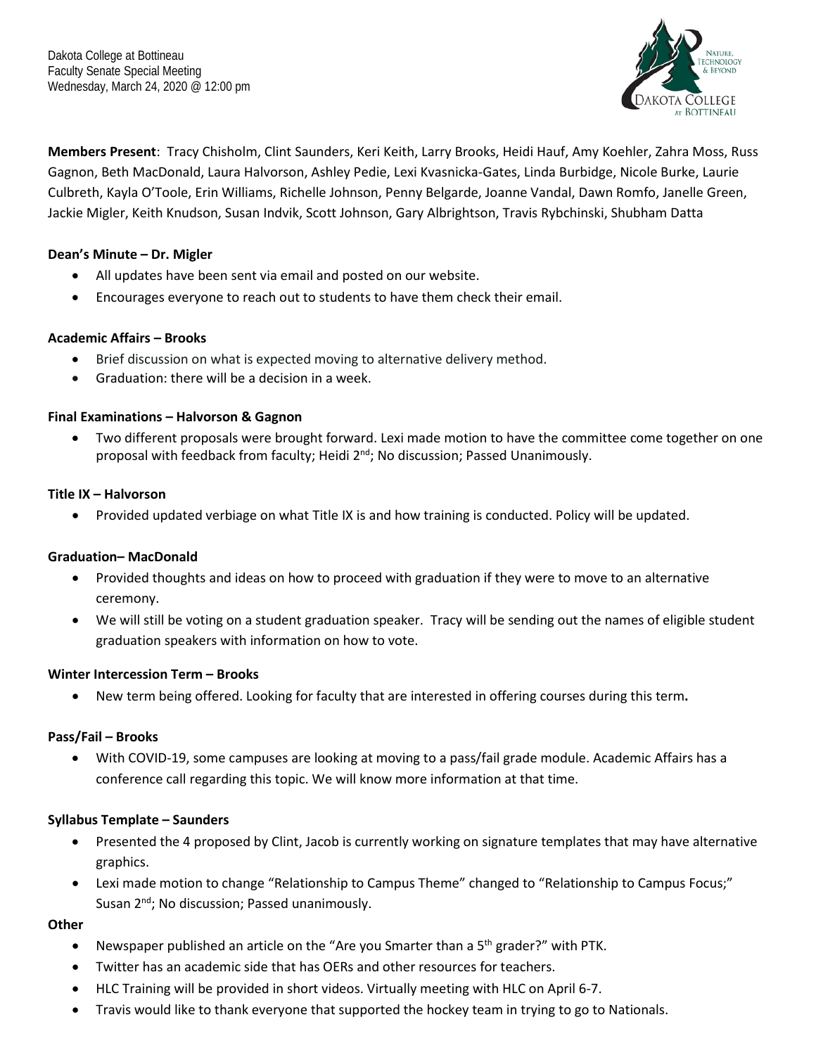Dakota College at Bottineau
Faculty Senate Special Meeting
Wednesday, March 24, 2020 @ 12:00 pm

**Members Present**: Tracy Chisholm, Clint Saunders, Keri Keith, Larry Brooks, Heidi Hauf, Amy Koehler, Zahra Moss, Russ Gagnon, Beth MacDonald, Laura Halvorson, Ashley Pedie, Lexi Kvasnicka-Gates, Linda Burbidge, Nicole Burke, Laurie Culbreth, Kayla O'Toole, Erin Williams, Richelle Johnson, Penny Belgarde, Joanne Vandal, Dawn Romfo, Janelle Green, Jackie Migler, Keith Knudson, Susan Indvik, Scott Johnson, Gary Albrightson, Travis Rybchinski, Shubham Datta

**Dean's Minute – Dr. Migler**

- All updates have been sent via email and posted on our website.
- Encourages everyone to reach out to students to have them check their email.

**Academic Affairs – Brooks**

- Brief discussion on what is expected moving to alternative delivery method.
- Graduation: there will be a decision in a week.

**Final Examinations – Halvorson & Gagnon**

- Two different proposals were brought forward. Lexi made motion to have the committee come together on one proposal with feedback from faculty; Heidi 2nd; No discussion; Passed Unanimously.

**Title IX – Halvorson**

- Provided updated verbiage on what Title IX is and how training is conducted. Policy will be updated.

**Graduation– MacDonald**

- Provided thoughts and ideas on how to proceed with graduation if they were to move to an alternative ceremony.
- We will still be voting on a student graduation speaker. Tracy will be sending out the names of eligible student graduation speakers with information on how to vote.

**Winter Intercession Term – Brooks**

- New term being offered. Looking for faculty that are interested in offering courses during this term**.**

**Pass/Fail – Brooks**

- With COVID-19, some campuses are looking at moving to a pass/fail grade module. Academic Affairs has a conference call regarding this topic. We will know more information at that time.

**Syllabus Template – Saunders**

- Presented the 4 proposed by Clint, Jacob is currently working on signature templates that may have alternative graphics.
- Lexi made motion to change "Relationship to Campus Theme" changed to "Relationship to Campus Focus;" Susan 2nd; No discussion; Passed unanimously.

**Other**

- Newspaper published an article on the "Are you Smarter than a 5th grader?" with PTK.
- Twitter has an academic side that has OERs and other resources for teachers.
- HLC Training will be provided in short videos. Virtually meeting with HLC on April 6-7.
- Travis would like to thank everyone that supported the hockey team in trying to go to Nationals.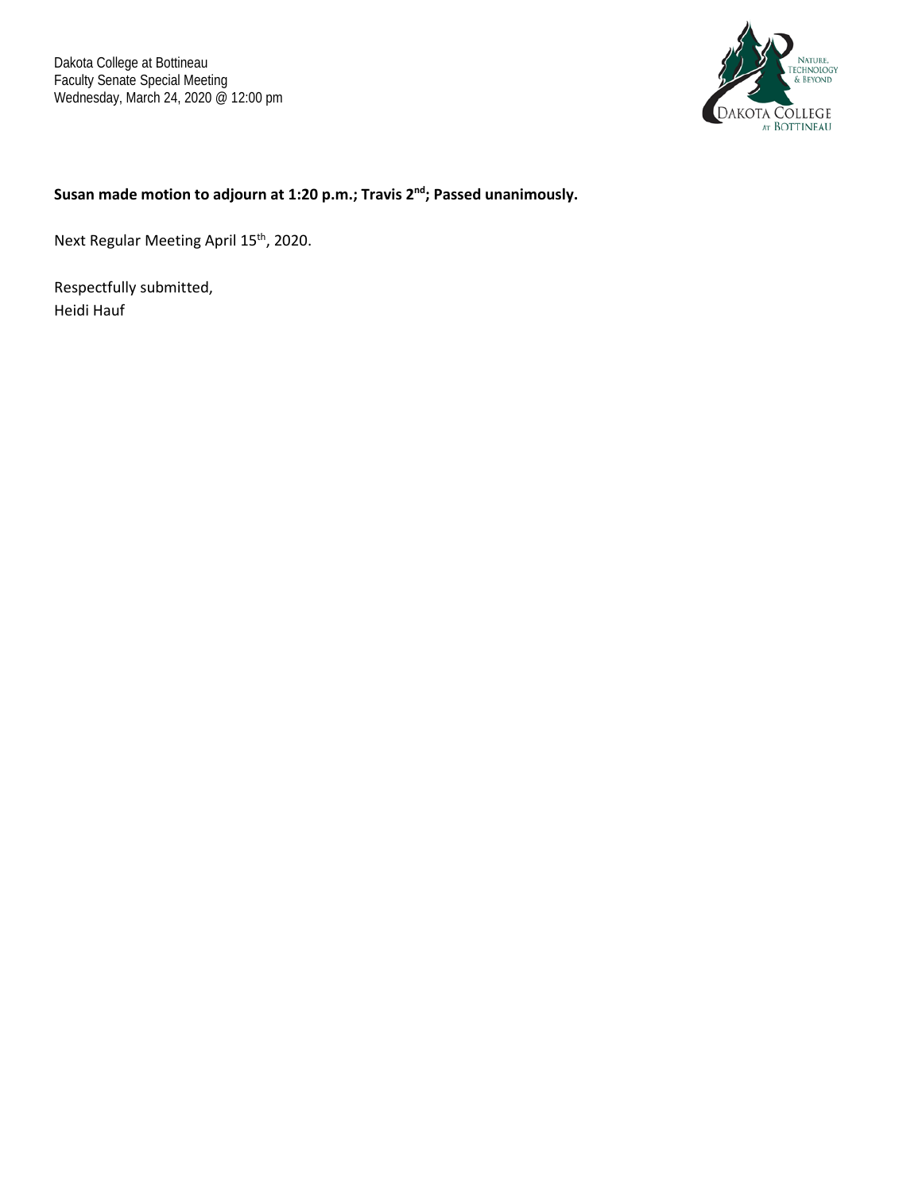**Susan made motion to adjourn at 1:20 p.m.; Travis 2nd; Passed unanimously.**

Next Regular Meeting April 15th, 2020.

Respectfully submitted,
Heidi Hauf